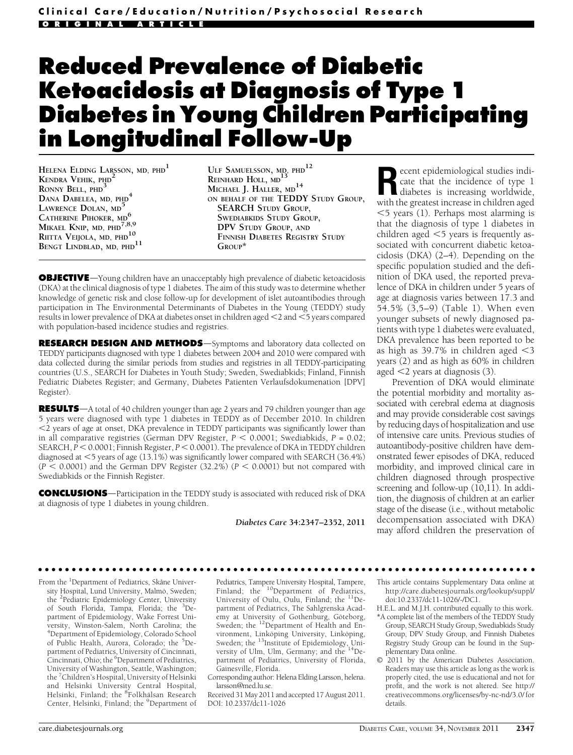Clinical Care/Education/Nutrition/Psychosocial Research

ORIGINAL ARTICLE

# Reduced Prevalence of Diabetic Ketoacidosis at Diagnosis of Type 1 Diabetes in Young Children Participating in Longitudinal Follow-Up

HELENA ELDING LARSSON, MD, PHD[1]
KENDRA VEHIK, PHD[2]
RONNY BELL, PHD[3]
DANA DABELEA, MD, PHD[4]
LAWRENCE DOLAN, MD[5]
CATHERINE PIHOKER, MD[6]
MIKAEL KNIP, MD, PHD[7,8,9]
RIITTA VEIJOLA, MD, PHD[10]
BENGT LINDBLAD, MD, PHD[11]
ULF SAMUELSSON, MD, PHD[12]
REINHARD HOLL, MD[13]
MICHAEL J. HALLER, MD[14]
ON BEHALF OF THE TEDDY STUDY GROUP, SEARCH STUDY GROUP, SWEDIABKIDS STUDY GROUP, DPV STUDY GROUP, AND FINNISH DIABETES REGISTRY STUDY GROUP*

**OBJECTIVE**—Young children have an unacceptably high prevalence of diabetic ketoacidosis (DKA) at the clinical diagnosis of type 1 diabetes. The aim of this study was to determine whether knowledge of genetic risk and close follow-up for development of islet autoantibodies through participation in The Environmental Determinants of Diabetes in the Young (TEDDY) study results in lower prevalence of DKA at diabetes onset in children aged <2 and <5 years compared with population-based incidence studies and registries.

**RESEARCH DESIGN AND METHODS**—Symptoms and laboratory data collected on TEDDY participants diagnosed with type 1 diabetes between 2004 and 2010 were compared with data collected during the similar periods from studies and registries in all TEDDY-participating countries (U.S., SEARCH for Diabetes in Youth Study; Sweden, Swediabkids; Finland, Finnish Pediatric Diabetes Register; and Germany, Diabetes Patienten Verlaufsdokumenation [DPV] Register).

**RESULTS**—A total of 40 children younger than age 2 years and 79 children younger than age 5 years were diagnosed with type 1 diabetes in TEDDY as of December 2010. In children <2 years of age at onset, DKA prevalence in TEDDY participants was significantly lower than in all comparative registries (German DPV Register, $P < 0.0001$; Swediabkids, $P = 0.02$; SEARCH, $P < 0.0001$; Finnish Register, $P < 0.0001$). The prevalence of DKA in TEDDY children diagnosed at <5 years of age (13.1%) was significantly lower compared with SEARCH (36.4%) ($P < 0.0001$) and the German DPV Register (32.2%) ($P < 0.0001$) but not compared with Swediabkids or the Finnish Register.

**CONCLUSIONS**—Participation in the TEDDY study is associated with reduced risk of DKA at diagnosis of type 1 diabetes in young children.

*Diabetes Care* 34:2347–2352, 2011

Recent epidemiological studies indicate that the incidence of type 1 diabetes is increasing worldwide, with the greatest increase in children aged <5 years (1). Perhaps most alarming is that the diagnosis of type 1 diabetes in children aged <5 years is frequently associated with concurrent diabetic ketoacidosis (DKA) (2–4). Depending on the specific population studied and the definition of DKA used, the reported prevalence of DKA in children under 5 years of age at diagnosis varies between 17.3 and 54.5% (3,5–9) (Table 1). When even younger subsets of newly diagnosed patients with type 1 diabetes were evaluated, DKA prevalence has been reported to be as high as 39.7% in children aged <3 years (2) and as high as 60% in children aged <2 years at diagnosis (3).

Prevention of DKA would eliminate the potential morbidity and mortality associated with cerebral edema at diagnosis and may provide considerable cost savings by reducing days of hospitalization and use of intensive care units. Previous studies of autoantibody-positive children have demonstrated fewer episodes of DKA, reduced morbidity, and improved clinical care in children diagnosed through prospective screening and follow-up (10,11). In addition, the diagnosis of children at an earlier stage of the disease (i.e., without metabolic decompensation associated with DKA) may afford children the preservation of

---

From the [1]Department of Pediatrics, Skåne University Hospital, Lund University, Malmö, Sweden; the [2]Pediatric Epidemiology Center, University of South Florida, Tampa, Florida; the [3]Department of Epidemiology, Wake Forrest University, Winston-Salem, North Carolina; the [4]Department of Epidemiology, Colorado School of Public Health, Aurora, Colorado; the [5]Department of Pediatrics, University of Cincinnati, Cincinnati, Ohio; the [6]Department of Pediatrics, University of Washington, Seattle, Washington; the [7]Children's Hospital, University of Helsinki and Helsinki University Central Hospital, Helsinki, Finland; the [8]Folkhälsan Research Center, Helsinki, Finland; the [9]Department of Pediatrics, Tampere University Hospital, Tampere, Finland; the [10]Department of Pediatrics, University of Oulu, Oulu, Finland; the [11]Department of Pediatrics, The Sahlgrenska Academy at University of Gothenburg, Göteborg, Sweden; the [12]Department of Health and Environment, Linköping University, Linköping, Sweden; the [13]Institute of Epidemiology, University of Ulm, Ulm, Germany; and the [14]Department of Pediatrics, University of Florida, Gainesville, Florida.

Corresponding author: Helena Elding Larsson, helena.larsson@med.lu.se.

Received 31 May 2011 and accepted 17 August 2011.

DOI: 10.2337/dc11-1026

This article contains Supplementary Data online at http://care.diabetesjournals.org/lookup/suppl/doi:10.2337/dc11-1026/-/DC1.

H.E.L. and M.J.H. contributed equally to this work.

*A complete list of the members of the TEDDY Study Group, SEARCH Study Group, Swediabkids Study Group, DPV Study Group, and Finnish Diabetes Registry Study Group can be found in the Supplementary Data online.

© 2011 by the American Diabetes Association. Readers may use this article as long as the work is properly cited, the use is educational and not for profit, and the work is not altered. See http://creativecommons.org/licenses/by-nc-nd/3.0/ for details.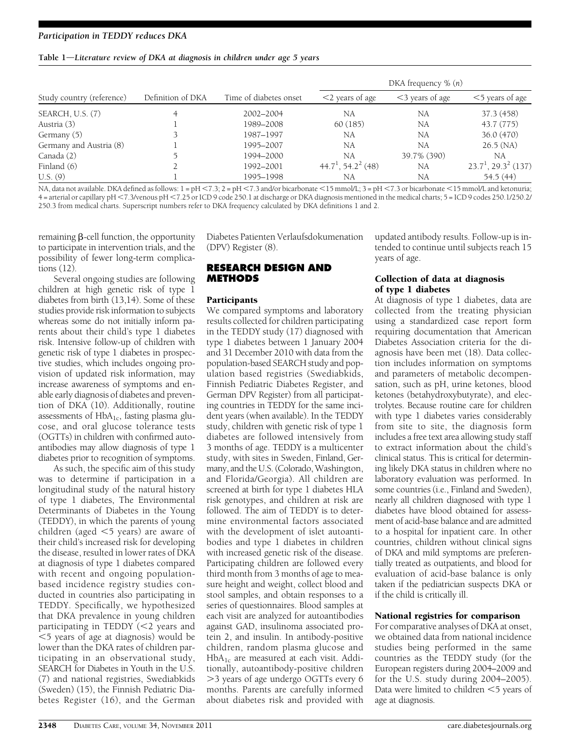**Table 1—Literature review of DKA at diagnosis in children under age 5 years**

| Study country (reference) | Definition of DKA | Time of diabetes onset | DKA frequency % (n) | | |
|---|---|---|---|---|---|
| | | | <2 years of age | <3 years of age | <5 years of age |
| SEARCH, U.S. (7) | 4 | 2002–2004 | NA | NA | 37.3 (458) |
| Austria (3) | 1 | 1989–2008 | 60 (185) | NA | 43.7 (775) |
| Germany (5) | 3 | 1987–1997 | NA | NA | 36.0 (470) |
| Germany and Austria (8) | 1 | 1995–2007 | NA | NA | 26.5 (NA) |
| Canada (2) | 5 | 1994–2000 | NA | 39.7% (390) | NA |
| Finland (6) | 2 | 1992–2001 | 44.7[1], 54.2[2] (48) | NA | 23.7[1], 29.3[2] (137) |
| U.S. (9) | 1 | 1995–1998 | NA | NA | 54.5 (44) |

NA, data not available. DKA defined as follows: 1 = pH <7.3; 2 = pH <7.3 and/or bicarbonate <15 mmol/L; 3 = pH <7.3 or bicarbonate <15 mmol/L and ketonuria; 4 = arterial or capillary pH <7.3/venous pH <7.25 or ICD 9 code 250.1 at discharge or DKA diagnosis mentioned in the medical charts; 5 = ICD 9 codes 250.1/250.2/250.3 from medical charts. Superscript numbers refer to DKA frequency calculated by DKA definitions 1 and 2.

remaining β-cell function, the opportunity to participate in intervention trials, and the possibility of fewer long-term complications (12).

Several ongoing studies are following children at high genetic risk of type 1 diabetes from birth (13,14). Some of these studies provide risk information to subjects whereas some do not initially inform parents about their child's type 1 diabetes risk. Intensive follow-up of children with genetic risk of type 1 diabetes in prospective studies, which includes ongoing provision of updated risk information, may increase awareness of symptoms and enable early diagnosis of diabetes and prevention of DKA (10). Additionally, routine assessments of $HbA_{1c}$, fasting plasma glucose, and oral glucose tolerance tests (OGTTs) in children with confirmed autoantibodies may allow diagnosis of type 1 diabetes prior to recognition of symptoms.

As such, the specific aim of this study was to determine if participation in a longitudinal study of the natural history of type 1 diabetes, The Environmental Determinants of Diabetes in the Young (TEDDY), in which the parents of young children (aged <5 years) are aware of their child's increased risk for developing the disease, resulted in lower rates of DKA at diagnosis of type 1 diabetes compared with recent and ongoing population-based incidence registry studies conducted in countries also participating in TEDDY. Specifically, we hypothesized that DKA prevalence in young children participating in TEDDY (<2 years and <5 years of age at diagnosis) would be lower than the DKA rates of children participating in an observational study, SEARCH for Diabetes in Youth in the U.S. (7) and national registries, Swediabkids (Sweden) (15), the Finnish Pediatric Diabetes Register (16), and the German Diabetes Patienten Verlaufsdokumenation (DPV) Register (8).

## RESEARCH DESIGN AND METHODS

### Participants

We compared symptoms and laboratory results collected for children participating in the TEDDY study (17) diagnosed with type 1 diabetes between 1 January 2004 and 31 December 2010 with data from the population-based SEARCH study and population based registries (Swediabkids, Finnish Pediatric Diabetes Register, and German DPV Register) from all participating countries in TEDDY for the same incident years (when available). In the TEDDY study, children with genetic risk of type 1 diabetes are followed intensively from 3 months of age. TEDDY is a multicenter study, with sites in Sweden, Finland, Germany, and the U.S. (Colorado, Washington, and Florida/Georgia). All children are screened at birth for type 1 diabetes HLA risk genotypes, and children at risk are followed. The aim of TEDDY is to determine environmental factors associated with the development of islet autoantibodies and type 1 diabetes in children with increased genetic risk of the disease. Participating children are followed every third month from 3 months of age to measure height and weight, collect blood and stool samples, and obtain responses to a series of questionnaires. Blood samples at each visit are analyzed for autoantibodies against GAD, insulinoma associated protein 2, and insulin. In antibody-positive children, random plasma glucose and $HbA_{1c}$ are measured at each visit. Additionally, autoantibody-positive children >3 years of age undergo OGTTs every 6 months. Parents are carefully informed about diabetes risk and provided with updated antibody results. Follow-up is intended to continue until subjects reach 15 years of age.

### Collection of data at diagnosis of type 1 diabetes

At diagnosis of type 1 diabetes, data are collected from the treating physician using a standardized case report form requiring documentation that American Diabetes Association criteria for the diagnosis have been met (18). Data collection includes information on symptoms and parameters of metabolic decompensation, such as pH, urine ketones, blood ketones (betahydroxybutyrate), and electrolytes. Because routine care for children with type 1 diabetes varies considerably from site to site, the diagnosis form includes a free text area allowing study staff to extract information about the child's clinical status. This is critical for determining likely DKA status in children where no laboratory evaluation was performed. In some countries (i.e., Finland and Sweden), nearly all children diagnosed with type 1 diabetes have blood obtained for assessment of acid-base balance and are admitted to a hospital for inpatient care. In other countries, children without clinical signs of DKA and mild symptoms are preferentially treated as outpatients, and blood for evaluation of acid-base balance is only taken if the pediatrician suspects DKA or if the child is critically ill.

### National registries for comparison

For comparative analyses of DKA at onset, we obtained data from national incidence studies being performed in the same countries as the TEDDY study (for the European registers during 2004–2009 and for the U.S. study during 2004–2005). Data were limited to children <5 years of age at diagnosis.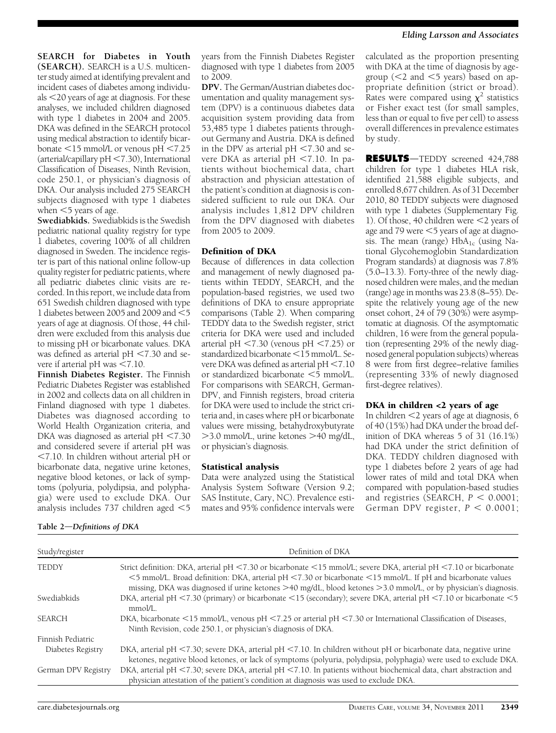**SEARCH for Diabetes in Youth (SEARCH).** SEARCH is a U.S. multicenter study aimed at identifying prevalent and incident cases of diabetes among individuals <20 years of age at diagnosis. For these analyses, we included children diagnosed with type 1 diabetes in 2004 and 2005. DKA was defined in the SEARCH protocol using medical abstraction to identify bicarbonate <15 mmol/L or venous pH <7.25 (arterial/capillary pH <7.30), International Classification of Diseases, Ninth Revision, code 250.1, or physician's diagnosis of DKA. Our analysis included 275 SEARCH subjects diagnosed with type 1 diabetes when <5 years of age.

**Swediabkids.** Swediabkids is the Swedish pediatric national quality registry for type 1 diabetes, covering 100% of all children diagnosed in Sweden. The incidence register is part of this national online follow-up quality register for pediatric patients, where all pediatric diabetes clinic visits are recorded. In this report, we include data from 651 Swedish children diagnosed with type 1 diabetes between 2005 and 2009 and <5 years of age at diagnosis. Of those, 44 children were excluded from this analysis due to missing pH or bicarbonate values. DKA was defined as arterial pH <7.30 and severe if arterial pH was <7.10.

**Finnish Diabetes Register.** The Finnish Pediatric Diabetes Register was established in 2002 and collects data on all children in Finland diagnosed with type 1 diabetes. Diabetes was diagnosed according to World Health Organization criteria, and DKA was diagnosed as arterial pH <7.30 and considered severe if arterial pH was <7.10. In children without arterial pH or bicarbonate data, negative urine ketones, negative blood ketones, or lack of symptoms (polyuria, polydipsia, and polyphagia) were used to exclude DKA. Our analysis includes 737 children aged <5 years from the Finnish Diabetes Register diagnosed with type 1 diabetes from 2005 to 2009.

**DPV.** The German/Austrian diabetes documentation and quality management system (DPV) is a continuous diabetes data acquisition system providing data from 53,485 type 1 diabetes patients throughout Germany and Austria. DKA is defined in the DPV as arterial pH <7.30 and severe DKA as arterial pH <7.10. In patients without biochemical data, chart abstraction and physician attestation of the patient's condition at diagnosis is considered sufficient to rule out DKA. Our analysis includes 1,812 DPV children from the DPV diagnosed with diabetes from 2005 to 2009.

### Definition of DKA

Because of differences in data collection and management of newly diagnosed patients within TEDDY, SEARCH, and the population-based registries, we used two definitions of DKA to ensure appropriate comparisons (Table 2). When comparing TEDDY data to the Swedish register, strict criteria for DKA were used and included arterial pH <7.30 (venous pH <7.25) or standardized bicarbonate <15 mmol/L. Severe DKA was defined as arterial pH <7.10 or standardized bicarbonate <5 mmol/L. For comparisons with SEARCH, German-DPV, and Finnish registers, broad criteria for DKA were used to include the strict criteria and, in cases where pH or bicarbonate values were missing, betahydroxybutyrate >3.0 mmol/L, urine ketones >40 mg/dL, or physician's diagnosis.

### Statistical analysis

Data were analyzed using the Statistical Analysis System Software (Version 9.2; SAS Institute, Cary, NC). Prevalence estimates and 95% confidence intervals were calculated as the proportion presenting with DKA at the time of diagnosis by age-group (<2 and <5 years) based on appropriate definition (strict or broad). Rates were compared using $\chi^2$ statistics or Fisher exact test (for small samples, less than or equal to five per cell) to assess overall differences in prevalence estimates by study.

## RESULTS

—TEDDY screened 424,788 children for type 1 diabetes HLA risk, identified 21,588 eligible subjects, and enrolled 8,677 children. As of 31 December 2010, 80 TEDDY subjects were diagnosed with type 1 diabetes (Supplementary Fig. 1). Of those, 40 children were <2 years of age and 79 were <5 years of age at diagnosis. The mean (range) $HbA_{1c}$ (using National Glycohemoglobin Standardization Program standards) at diagnosis was 7.8% (5.0–13.3). Forty-three of the newly diagnosed children were males, and the median (range) age in months was 23.8 (8–55). Despite the relatively young age of the new onset cohort, 24 of 79 (30%) were asymptomatic at diagnosis. Of the asymptomatic children, 16 were from the general population (representing 29% of the newly diagnosed general population subjects) whereas 8 were from first degree–relative families (representing 33% of newly diagnosed first-degree relatives).

### DKA in children <2 years of age

In children <2 years of age at diagnosis, 6 of 40 (15%) had DKA under the broad definition of DKA whereas 5 of 31 (16.1%) had DKA under the strict definition of DKA. TEDDY children diagnosed with type 1 diabetes before 2 years of age had lower rates of mild and total DKA when compared with population-based studies and registries (SEARCH, $P < 0.0001$; German DPV register, $P < 0.0001$;

Table 2—*Definitions of DKA*

| Study/register | Definition of DKA |
|---|---|
| TEDDY | Strict definition: DKA, arterial pH <7.30 or bicarbonate <15 mmol/L; severe DKA, arterial pH <7.10 or bicarbonate <5 mmol/L. Broad definition: DKA, arterial pH <7.30 or bicarbonate <15 mmol/L. If pH and bicarbonate values missing, DKA was diagnosed if urine ketones >40 mg/dL, blood ketones >3.0 mmol/L, or by physician's diagnosis. |
| Swediabkids | DKA, arterial pH <7.30 (primary) or bicarbonate <15 (secondary); severe DKA, arterial pH <7.10 or bicarbonate <5 mmol/L. |
| SEARCH | DKA, bicarbonate <15 mmol/L, venous pH <7.25 or arterial pH <7.30 or International Classification of Diseases, Ninth Revision, code 250.1, or physician's diagnosis of DKA. |
| Finnish Pediatric Diabetes Registry | DKA, arterial pH <7.30; severe DKA, arterial pH <7.10. In children without pH or bicarbonate data, negative urine ketones, negative blood ketones, or lack of symptoms (polyuria, polydipsia, polyphagia) were used to exclude DKA. |
| German DPV Registry | DKA, arterial pH <7.30; severe DKA, arterial pH <7.10. In patients without biochemical data, chart abstraction and physician attestation of the patient's condition at diagnosis was used to exclude DKA. |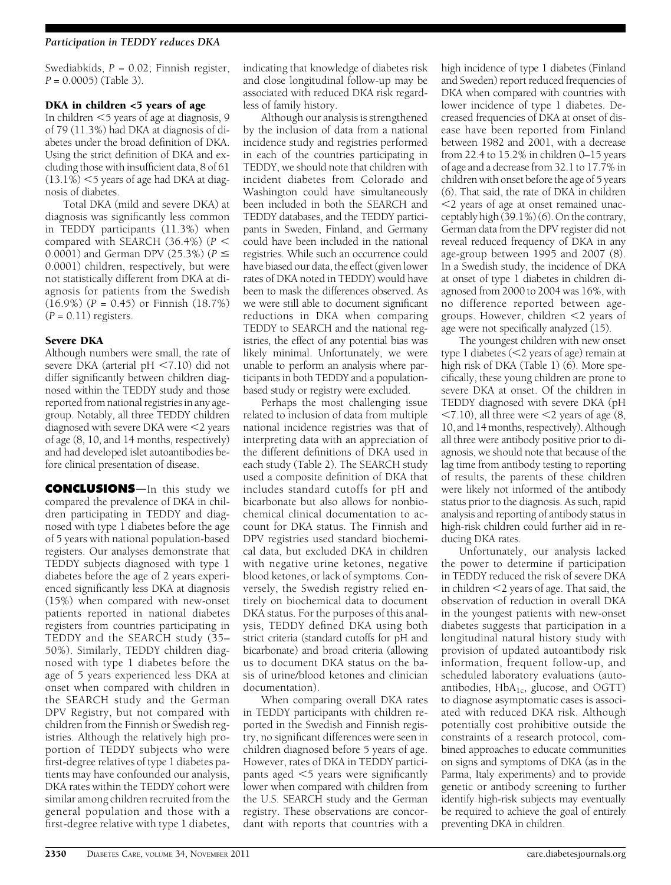Swediabkids, $P = 0.02$; Finnish register, $P = 0.0005$) (Table 3).

### DKA in children <5 years of age

In children <5 years of age at diagnosis, 9 of 79 (11.3%) had DKA at diagnosis of diabetes under the broad definition of DKA. Using the strict definition of DKA and excluding those with insufficient data, 8 of 61 (13.1%) <5 years of age had DKA at diagnosis of diabetes.

Total DKA (mild and severe DKA) at diagnosis was significantly less common in TEDDY participants (11.3%) when compared with SEARCH (36.4%) ($P < 0.0001$) and German DPV (25.3%) ($P \leq 0.0001$) children, respectively, but were not statistically different from DKA at diagnosis for patients from the Swedish (16.9%) ($P = 0.45$) or Finnish (18.7%) ($P = 0.11$) registers.

### Severe DKA

Although numbers were small, the rate of severe DKA (arterial pH <7.10) did not differ significantly between children diagnosed within the TEDDY study and those reported from national registries in any age-group. Notably, all three TEDDY children diagnosed with severe DKA were <2 years of age (8, 10, and 14 months, respectively) and had developed islet autoantibodies before clinical presentation of disease.

## CONCLUSIONS

In this study we compared the prevalence of DKA in children participating in TEDDY and diagnosed with type 1 diabetes before the age of 5 years with national population-based registers. Our analyses demonstrate that TEDDY subjects diagnosed with type 1 diabetes before the age of 2 years experienced significantly less DKA at diagnosis (15%) when compared with new-onset patients reported in national diabetes registers from countries participating in TEDDY and the SEARCH study (35–50%). Similarly, TEDDY children diagnosed with type 1 diabetes before the age of 5 years experienced less DKA at onset when compared with children in the SEARCH study and the German DPV Registry, but not compared with children from the Finnish or Swedish registries. Although the relatively high proportion of TEDDY subjects who were first-degree relatives of type 1 diabetes patients may have confounded our analysis, DKA rates within the TEDDY cohort were similar among children recruited from the general population and those with a first-degree relative with type 1 diabetes, indicating that knowledge of diabetes risk and close longitudinal follow-up may be associated with reduced DKA risk regardless of family history.

Although our analysis is strengthened by the inclusion of data from a national incidence study and registries performed in each of the countries participating in TEDDY, we should note that children with incident diabetes from Colorado and Washington could have simultaneously been included in both the SEARCH and TEDDY databases, and the TEDDY participants in Sweden, Finland, and Germany could have been included in the national registries. While such an occurrence could have biased our data, the effect (given lower rates of DKA noted in TEDDY) would have been to mask the differences observed. As we were still able to document significant reductions in DKA when comparing TEDDY to SEARCH and the national registries, the effect of any potential bias was likely minimal. Unfortunately, we were unable to perform an analysis where participants in both TEDDY and a population-based study or registry were excluded.

Perhaps the most challenging issue related to inclusion of data from multiple national incidence registries was that of interpreting data with an appreciation of the different definitions of DKA used in each study (Table 2). The SEARCH study used a composite definition of DKA that includes standard cutoffs for pH and bicarbonate but also allows for nonbiochemical clinical documentation to account for DKA status. The Finnish and DPV registries used standard biochemical data, but excluded DKA in children with negative urine ketones, negative blood ketones, or lack of symptoms. Conversely, the Swedish registry relied entirely on biochemical data to document DKA status. For the purposes of this analysis, TEDDY defined DKA using both strict criteria (standard cutoffs for pH and bicarbonate) and broad criteria (allowing us to document DKA status on the basis of urine/blood ketones and clinician documentation).

When comparing overall DKA rates in TEDDY participants with children reported in the Swedish and Finnish registry, no significant differences were seen in children diagnosed before 5 years of age. However, rates of DKA in TEDDY participants aged <5 years were significantly lower when compared with children from the U.S. SEARCH study and the German registry. These observations are concordant with reports that countries with a high incidence of type 1 diabetes (Finland and Sweden) report reduced frequencies of DKA when compared with countries with lower incidence of type 1 diabetes. Decreased frequencies of DKA at onset of disease have been reported from Finland between 1982 and 2001, with a decrease from 22.4 to 15.2% in children 0–15 years of age and a decrease from 32.1 to 17.7% in children with onset before the age of 5 years (6). That said, the rate of DKA in children <2 years of age at onset remained unacceptably high (39.1%) (6). On the contrary, German data from the DPV register did not reveal reduced frequency of DKA in any age-group between 1995 and 2007 (8). In a Swedish study, the incidence of DKA at onset of type 1 diabetes in children diagnosed from 2000 to 2004 was 16%, with no difference reported between age-groups. However, children <2 years of age were not specifically analyzed (15).

The youngest children with new onset type 1 diabetes (<2 years of age) remain at high risk of DKA (Table 1) (6). More specifically, these young children are prone to severe DKA at onset. Of the children in TEDDY diagnosed with severe DKA (pH <7.10), all three were <2 years of age (8, 10, and 14 months, respectively). Although all three were antibody positive prior to diagnosis, we should note that because of the lag time from antibody testing to reporting of results, the parents of these children were likely not informed of the antibody status prior to the diagnosis. As such, rapid analysis and reporting of antibody status in high-risk children could further aid in reducing DKA rates.

Unfortunately, our analysis lacked the power to determine if participation in TEDDY reduced the risk of severe DKA in children <2 years of age. That said, the observation of reduction in overall DKA in the youngest patients with new-onset diabetes suggests that participation in a longitudinal natural history study with provision of updated autoantibody risk information, frequent follow-up, and scheduled laboratory evaluations (autoantibodies, $HbA_{1c}$, glucose, and OGTT) to diagnose asymptomatic cases is associated with reduced DKA risk. Although potentially cost prohibitive outside the constraints of a research protocol, combined approaches to educate communities on signs and symptoms of DKA (as in the Parma, Italy experiments) and to provide genetic or antibody screening to further identify high-risk subjects may eventually be required to achieve the goal of entirely preventing DKA in children.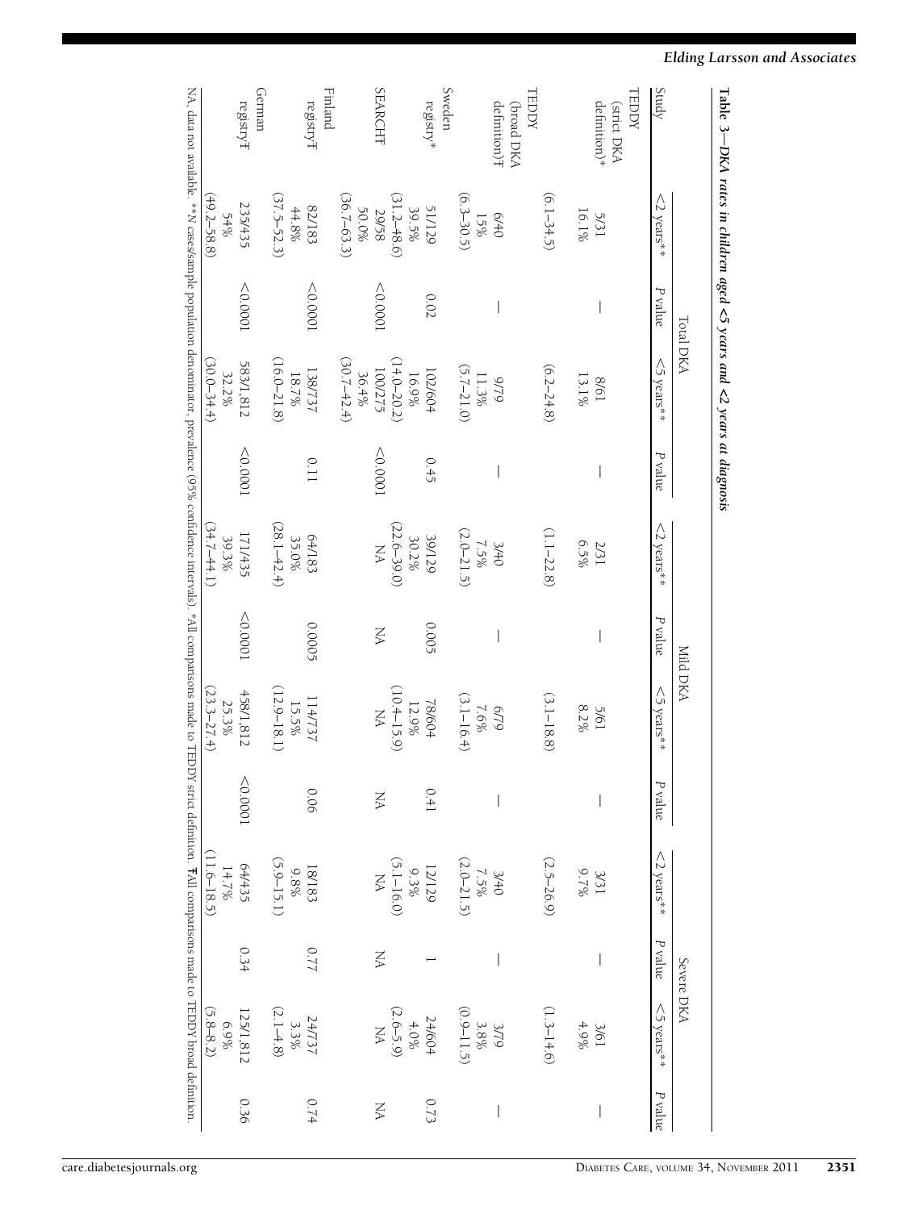Table 3—DKA rates in children aged <5 years and <2 years at diagnosis

| Study | Total DKA | | | | Mild DKA | | | | Severe DKA | | | |
|---|---|---|---|---|---|---|---|---|---|---|---|---|
| | <2 years** | P value | <5 years** | P value | <2 years** | P value | <5 years** | P value | <2 years** | P value | <5 years** | P value |
| TEDDY (strict DKA definition)* | 5/31 16.1% (6.1–34.5) | — | 8/61 13.1% (6.2–24.8) | — | 2/31 6.5% (1.1–22.8) | — | 5/61 8.2% (3.1–18.8) | — | 3/31 9.7% (2.5–26.9) | — | 3/61 4.9% (1.3–14.6) | — |
| TEDDY (broad DKA definition)Ŧ | 6/40 15% (6.3–30.5) | — | 9/79 11.3% (5.7–21.0) | — | 3/40 7.5% (2.0–21.5) | — | 6/79 7.6% (3.1–16.4) | — | 3/40 7.5% (2.0–21.5) | — | 3/79 3.8% (0.9–11.5) | — |
| Sweden registry* | 51/129 39.5% (31.2–48.6) | 0.02 | 102/604 16.9% (14.0–20.2) | 0.45 | 39/129 30.2% (22.6–39.0) | 0.005 | 78/604 12.9% (10.4–15.9) | 0.41 | 12/129 9.3% (5.1–16.0) | 1 | 24/604 4.0% (2.6–5.9) | 0.73 |
| SEARCHŦ | 29/58 50.0% (36.7–63.3) | <0.0001 | 100/275 36.4% (30.7–42.4) | <0.0001 | NA | NA | NA | NA | NA | NA | NA | NA |
| Finland registryŦ | 82/183 44.8% (37.5–52.3) | <0.0001 | 138/737 18.7% (16.0–21.8) | 0.11 | 64/183 35.0% (28.1–42.4) | 0.0005 | 114/737 15.5% (12.9–18.1) | 0.06 | 18/183 9.8% (5.9–15.1) | 0.77 | 24/737 3.3% (2.1–4.8) | 0.74 |
| German registryŦ | 235/435 54% (49.2–58.8) | <0.0001 | 583/1,812 32.2% (30.0–34.4) | <0.0001 | 171/435 39.3% (34.7–44.1) | <0.0001 | 458/1,812 25.3% (23.3–27.4) | <0.0001 | 64/435 14.7% (11.6–18.5) | 0.34 | 125/1,812 6.9% (5.8–8.2) | 0.36 |

NA, data not available. **N cases/sample population denominator, prevalence (95% confidence intervals). *All comparisons made to TEDDY strict definition. ŦAll comparisons made to TEDDY broad definition.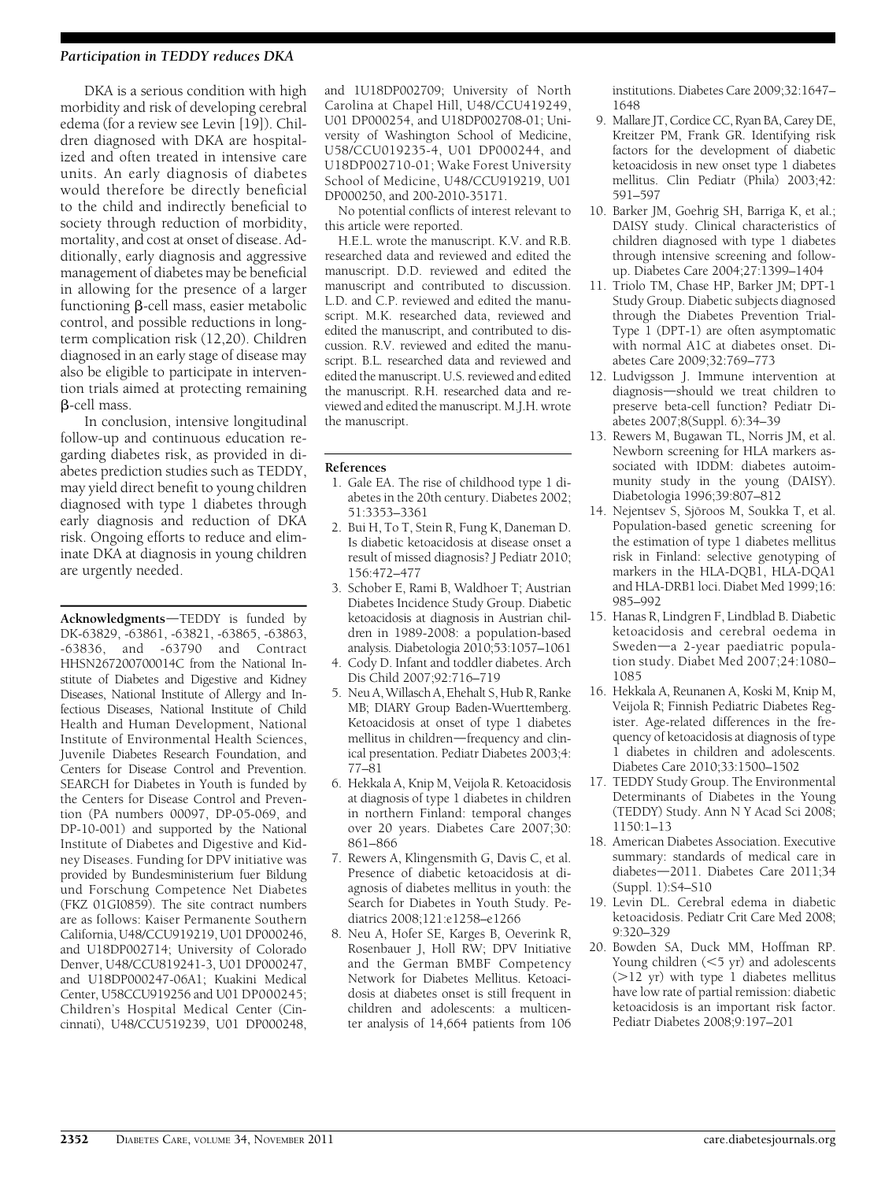DKA is a serious condition with high morbidity and risk of developing cerebral edema (for a review see Levin [19]). Children diagnosed with DKA are hospitalized and often treated in intensive care units. An early diagnosis of diabetes would therefore be directly beneficial to the child and indirectly beneficial to society through reduction of morbidity, mortality, and cost at onset of disease. Additionally, early diagnosis and aggressive management of diabetes may be beneficial in allowing for the presence of a larger functioning β-cell mass, easier metabolic control, and possible reductions in long-term complication risk (12,20). Children diagnosed in an early stage of disease may also be eligible to participate in intervention trials aimed at protecting remaining β-cell mass.

In conclusion, intensive longitudinal follow-up and continuous education regarding diabetes risk, as provided in diabetes prediction studies such as TEDDY, may yield direct benefit to young children diagnosed with type 1 diabetes through early diagnosis and reduction of DKA risk. Ongoing efforts to reduce and eliminate DKA at diagnosis in young children are urgently needed.

**Acknowledgments**—TEDDY is funded by DK-63829, -63861, -63821, -63865, -63863, -63836, and -63790 and Contract HHSN267200700014C from the National Institute of Diabetes and Digestive and Kidney Diseases, National Institute of Allergy and Infectious Diseases, National Institute of Child Health and Human Development, National Institute of Environmental Health Sciences, Juvenile Diabetes Research Foundation, and Centers for Disease Control and Prevention. SEARCH for Diabetes in Youth is funded by the Centers for Disease Control and Prevention (PA numbers 00097, DP-05-069, and DP-10-001) and supported by the National Institute of Diabetes and Digestive and Kidney Diseases. Funding for DPV initiative was provided by Bundesministerium fuer Bildung und Forschung Competence Net Diabetes (FKZ 01GI0859). The site contract numbers are as follows: Kaiser Permanente Southern California, U48/CCU919219, U01 DP000246, and U18DP002714; University of Colorado Denver, U48/CCU819241-3, U01 DP000247, and U18DP000247-06A1; Kuakini Medical Center, U58CCU919256 and U01 DP000245; Children's Hospital Medical Center (Cincinnati), U48/CCU519239, U01 DP000248, and 1U18DP002709; University of North Carolina at Chapel Hill, U48/CCU419249, U01 DP000254, and U18DP002708-01; University of Washington School of Medicine, U58/CCU019235-4, U01 DP000244, and U18DP002710-01; Wake Forest University School of Medicine, U48/CCU919219, U01 DP000250, and 200-2010-35171.

No potential conflicts of interest relevant to this article were reported.

H.E.L. wrote the manuscript. K.V. and R.B. researched data and reviewed and edited the manuscript. D.D. reviewed and edited the manuscript and contributed to discussion. L.D. and C.P. reviewed and edited the manuscript. M.K. researched data, reviewed and edited the manuscript, and contributed to discussion. R.V. reviewed and edited the manuscript. B.L. researched data and reviewed and edited the manuscript. U.S. reviewed and edited the manuscript. R.H. researched data and reviewed and edited the manuscript. M.J.H. wrote the manuscript.

## References

1. Gale EA. The rise of childhood type 1 diabetes in the 20th century. Diabetes 2002; 51:3353–3361
2. Bui H, To T, Stein R, Fung K, Daneman D. Is diabetic ketoacidosis at disease onset a result of missed diagnosis? J Pediatr 2010; 156:472–477
3. Schober E, Rami B, Waldhoer T; Austrian Diabetes Incidence Study Group. Diabetic ketoacidosis at diagnosis in Austrian children in 1989-2008: a population-based analysis. Diabetologia 2010;53:1057–1061
4. Cody D. Infant and toddler diabetes. Arch Dis Child 2007;92:716–719
5. Neu A, Willasch A, Ehehalt S, Hub R, Ranke MB; DIARY Group Baden-Wuerttemberg. Ketoacidosis at onset of type 1 diabetes mellitus in children—frequency and clinical presentation. Pediatr Diabetes 2003;4: 77–81
6. Hekkala A, Knip M, Veijola R. Ketoacidosis at diagnosis of type 1 diabetes in children in northern Finland: temporal changes over 20 years. Diabetes Care 2007;30: 861–866
7. Rewers A, Klingensmith G, Davis C, et al. Presence of diabetic ketoacidosis at diagnosis of diabetes mellitus in youth: the Search for Diabetes in Youth Study. Pediatrics 2008;121:e1258–e1266
8. Neu A, Hofer SE, Karges B, Oeverink R, Rosenbauer J, Holl RW; DPV Initiative and the German BMBF Competency Network for Diabetes Mellitus. Ketoacidosis at diabetes onset is still frequent in children and adolescents: a multicenter analysis of 14,664 patients from 106 institutions. Diabetes Care 2009;32:1647–1648
9. Mallare JT, Cordice CC, Ryan BA, Carey DE, Kreitzer PM, Frank GR. Identifying risk factors for the development of diabetic ketoacidosis in new onset type 1 diabetes mellitus. Clin Pediatr (Phila) 2003;42: 591–597
10. Barker JM, Goehrig SH, Barriga K, et al.; DAISY study. Clinical characteristics of children diagnosed with type 1 diabetes through intensive screening and follow-up. Diabetes Care 2004;27:1399–1404
11. Triolo TM, Chase HP, Barker JM; DPT-1 Study Group. Diabetic subjects diagnosed through the Diabetes Prevention Trial-Type 1 (DPT-1) are often asymptomatic with normal A1C at diabetes onset. Diabetes Care 2009;32:769–773
12. Ludvigsson J. Immune intervention at diagnosis—should we treat children to preserve beta-cell function? Pediatr Diabetes 2007;8(Suppl. 6):34–39
13. Rewers M, Bugawan TL, Norris JM, et al. Newborn screening for HLA markers associated with IDDM: diabetes autoimmunity study in the young (DAISY). Diabetologia 1996;39:807–812
14. Nejentsev S, Sjöroos M, Soukka T, et al. Population-based genetic screening for the estimation of type 1 diabetes mellitus risk in Finland: selective genotyping of markers in the HLA-DQB1, HLA-DQA1 and HLA-DRB1 loci. Diabet Med 1999;16: 985–992
15. Hanas R, Lindgren F, Lindblad B. Diabetic ketoacidosis and cerebral oedema in Sweden—a 2-year paediatric population study. Diabet Med 2007;24:1080–1085
16. Hekkala A, Reunanen A, Koski M, Knip M, Veijola R; Finnish Pediatric Diabetes Register. Age-related differences in the frequency of ketoacidosis at diagnosis of type 1 diabetes in children and adolescents. Diabetes Care 2010;33:1500–1502
17. TEDDY Study Group. The Environmental Determinants of Diabetes in the Young (TEDDY) Study. Ann N Y Acad Sci 2008; 1150:1–13
18. American Diabetes Association. Executive summary: standards of medical care in diabetes—2011. Diabetes Care 2011;34 (Suppl. 1):S4–S10
19. Levin DL. Cerebral edema in diabetic ketoacidosis. Pediatr Crit Care Med 2008; 9:320–329
20. Bowden SA, Duck MM, Hoffman RP. Young children (<5 yr) and adolescents (>12 yr) with type 1 diabetes mellitus have low rate of partial remission: diabetic ketoacidosis is an important risk factor. Pediatr Diabetes 2008;9:197–201